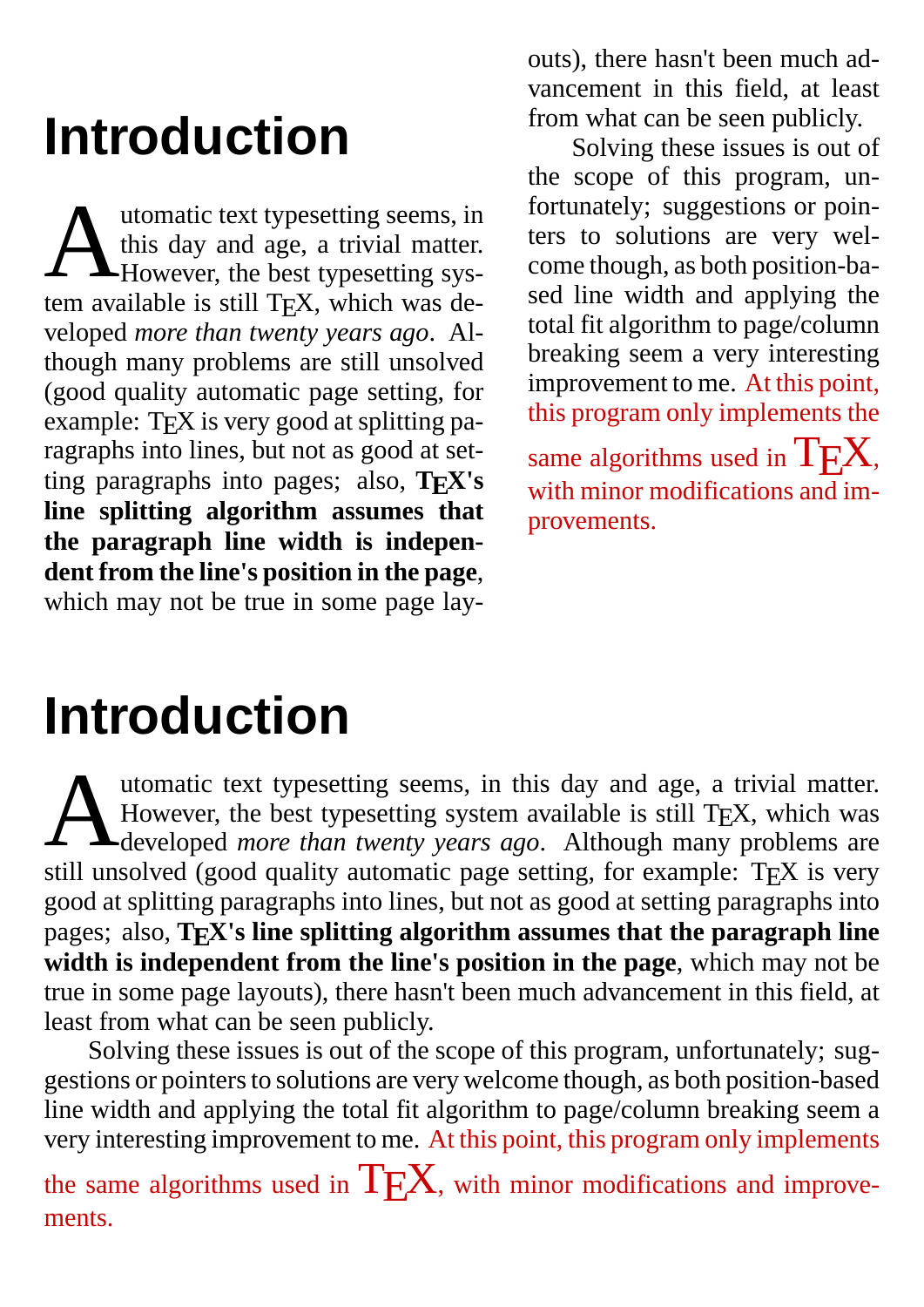# Introduction

Automatic text typesetting seems, in this day and age, a trivial matter. However, the best typesetting system available is still TEX, which was developed *more than twenty years ago*. Although many problems are still unsolved (good quality automatic page setting, for example: TEX is very good at splitting paragraphs into lines, but not as good at setting paragraphs into pages; also, **TEX's line splitting algorithm assumes that the paragraph line width is independent from the line's position in the page**, which may not be true in some page layouts), there hasn't been much advancement in this field, at least from what can be seen publicly.

Solving these issues is out of the scope of this program, unfortunately; suggestions or pointers to solutions are very welcome though, as both position-based line width and applying the total fit algorithm to page/column breaking seem a very interesting improvement to me. At this point, this program only implements the same algorithms used in TEX, with minor modifications and improvements.

# Introduction

Automatic text typesetting seems, in this day and age, a trivial matter. However, the best typesetting system available is still TEX, which was developed *more than twenty years ago*. Although many problems are still unsolved (good quality automatic page setting, for example: TEX is very good at splitting paragraphs into lines, but not as good at setting paragraphs into pages; also, **TEX's line splitting algorithm assumes that the paragraph line width is independent from the line's position in the page**, which may not be true in some page layouts), there hasn't been much advancement in this field, at least from what can be seen publicly.

Solving these issues is out of the scope of this program, unfortunately; suggestions or pointers to solutions are very welcome though, as both position-based line width and applying the total fit algorithm to page/column breaking seem a very interesting improvement to me. At this point, this program only implements the same algorithms used in TEX, with minor modifications and improvements.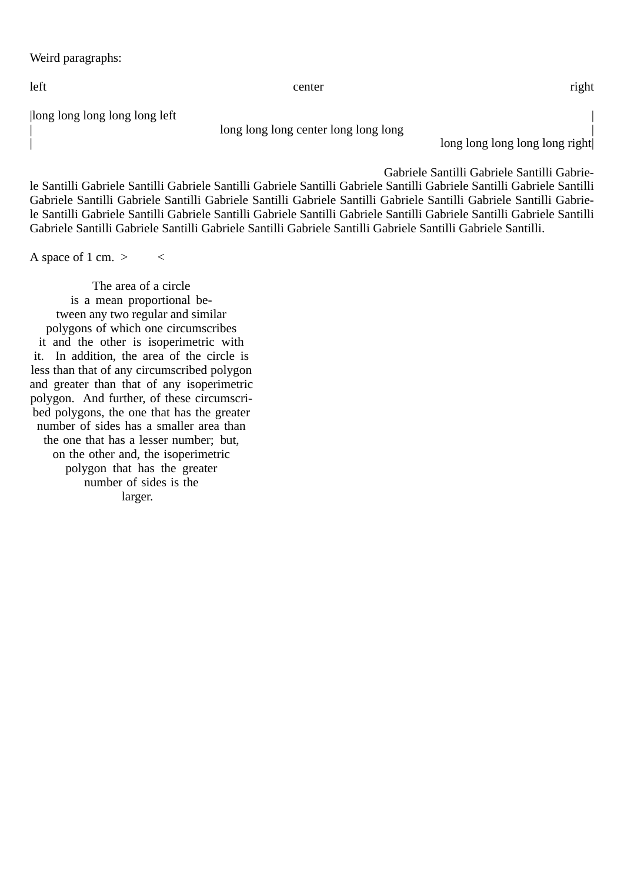Weird paragraphs:

left center right

|long long long long long left |
| long long long center long long long |
| long long long long long right|

Gabriele Santilli Gabriele Santilli Gabriele Santilli Gabriele Santilli Gabriele Santilli Gabriele Santilli Gabriele Santilli Gabriele Santilli Gabriele Santilli Gabriele Santilli Gabriele Santilli Gabriele Santilli Gabriele Santilli Gabriele Santilli Gabriele Santilli Gabriele Santilli Gabriele Santilli Gabriele Santilli Gabriele Santilli Gabriele Santilli Gabriele Santilli Gabriele Santilli Gabriele Santilli Gabriele Santilli Gabriele Santilli Gabriele Santilli Gabriele Santilli Gabriele Santilli Gabriele Santilli Gabriele Santilli Gabriele Santilli Gabriele Santilli.

A space of 1 cm. > <

The area of a circle is a mean proportional between any two regular and similar polygons of which one circumscribes it and the other is isoperimetric with it. In addition, the area of the circle is less than that of any circumscribed polygon and greater than that of any isoperimetric polygon. And further, of these circumscribed polygons, the one that has the greater number of sides has a smaller area than the one that has a lesser number; but, on the other and, the isoperimetric polygon that has the greater number of sides is the larger.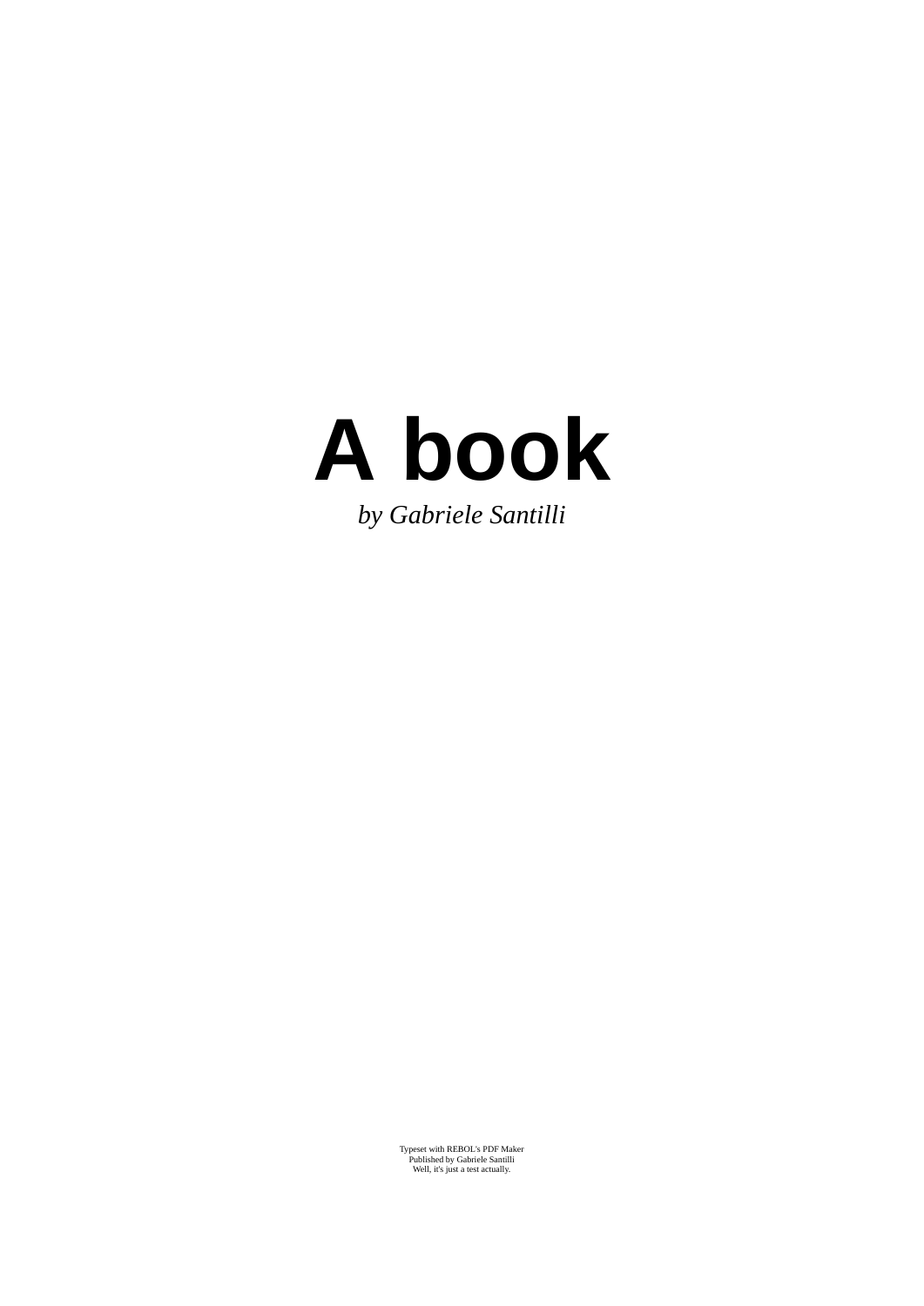# A book

*by Gabriele Santilli*

Typeset with REBOL's PDF Maker
Published by Gabriele Santilli
Well, it's just a test actually.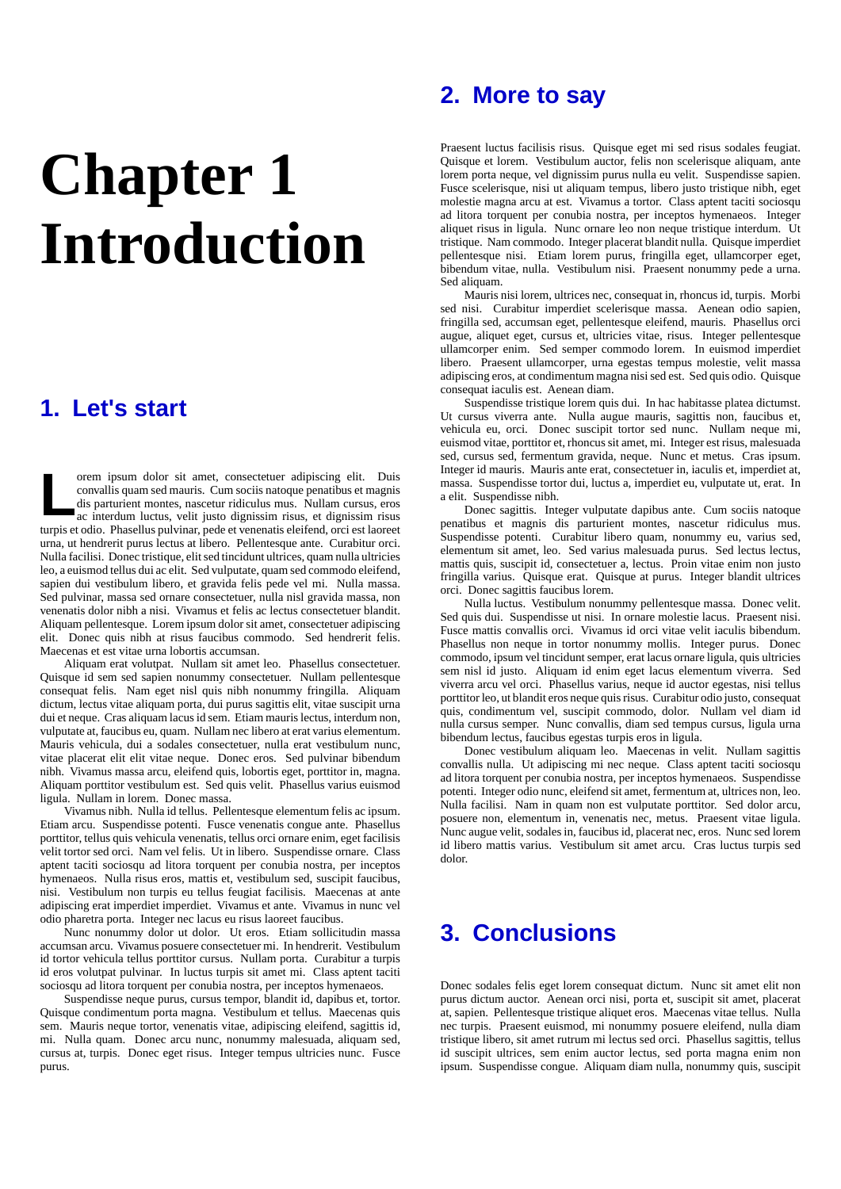# Chapter 1 Introduction

## 1. Let's start

Lorem ipsum dolor sit amet, consectetuer adipiscing elit. Duis convallis quam sed mauris. Cum sociis natoque penatibus et magnis dis parturient montes, nascetur ridiculus mus. Nullam cursus, eros ac interdum luctus, velit justo dignissim risus, et dignissim risus turpis et odio. Phasellus pulvinar, pede et venenatis eleifend, orci est laoreet urna, ut hendrerit purus lectus at libero. Pellentesque ante. Curabitur orci. Nulla facilisi. Donec tristique, elit sed tincidunt ultrices, quam nulla ultricies leo, a euismod tellus dui ac elit. Sed vulputate, quam sed commodo eleifend, sapien dui vestibulum libero, et gravida felis pede vel mi. Nulla massa. Sed pulvinar, massa sed ornare consectetuer, nulla nisl gravida massa, non venenatis dolor nibh a nisi. Vivamus et felis ac lectus consectetuer blandit. Aliquam pellentesque. Lorem ipsum dolor sit amet, consectetuer adipiscing elit. Donec quis nibh at risus faucibus commodo. Sed hendrerit felis. Maecenas et est vitae urna lobortis accumsan.

Aliquam erat volutpat. Nullam sit amet leo. Phasellus consectetuer. Quisque id sem sed sapien nonummy consectetuer. Nullam pellentesque consequat felis. Nam eget nisl quis nibh nonummy fringilla. Aliquam dictum, lectus vitae aliquam porta, dui purus sagittis elit, vitae suscipit urna dui et neque. Cras aliquam lacus id sem. Etiam mauris lectus, interdum non, vulputate at, faucibus eu, quam. Nullam nec libero at erat varius elementum. Mauris vehicula, dui a sodales consectetuer, nulla erat vestibulum nunc, vitae placerat elit elit vitae neque. Donec eros. Sed pulvinar bibendum nibh. Vivamus massa arcu, eleifend quis, lobortis eget, porttitor in, magna. Aliquam porttitor vestibulum est. Sed quis velit. Phasellus varius euismod ligula. Nullam in lorem. Donec massa.

Vivamus nibh. Nulla id tellus. Pellentesque elementum felis ac ipsum. Etiam arcu. Suspendisse potenti. Fusce venenatis congue ante. Phasellus porttitor, tellus quis vehicula venenatis, tellus orci ornare enim, eget facilisis velit tortor sed orci. Nam vel felis. Ut in libero. Suspendisse ornare. Class aptent taciti sociosqu ad litora torquent per conubia nostra, per inceptos hymenaeos. Nulla risus eros, mattis et, vestibulum sed, suscipit faucibus, nisi. Vestibulum non turpis eu tellus feugiat facilisis. Maecenas at ante adipiscing erat imperdiet imperdiet. Vivamus et ante. Vivamus in nunc vel odio pharetra porta. Integer nec lacus eu risus laoreet faucibus.

Nunc nonummy dolor ut dolor. Ut eros. Etiam sollicitudin massa accumsan arcu. Vivamus posuere consectetuer mi. In hendrerit. Vestibulum id tortor vehicula tellus porttitor cursus. Nullam porta. Curabitur a turpis id eros volutpat pulvinar. In luctus turpis sit amet mi. Class aptent taciti sociosqu ad litora torquent per conubia nostra, per inceptos hymenaeos.

Suspendisse neque purus, cursus tempor, blandit id, dapibus et, tortor. Quisque condimentum porta magna. Vestibulum et tellus. Maecenas quis sem. Mauris neque tortor, venenatis vitae, adipiscing eleifend, sagittis id, mi. Nulla quam. Donec arcu nunc, nonummy malesuada, aliquam sed, cursus at, turpis. Donec eget risus. Integer tempus ultricies nunc. Fusce purus.

## 2. More to say

Praesent luctus facilisis risus. Quisque eget mi sed risus sodales feugiat. Quisque et lorem. Vestibulum auctor, felis non scelerisque aliquam, ante lorem porta neque, vel dignissim purus nulla eu velit. Suspendisse sapien. Fusce scelerisque, nisi ut aliquam tempus, libero justo tristique nibh, eget molestie magna arcu at est. Vivamus a tortor. Class aptent taciti sociosqu ad litora torquent per conubia nostra, per inceptos hymenaeos. Integer aliquet risus in ligula. Nunc ornare leo non neque tristique interdum. Ut tristique. Nam commodo. Integer placerat blandit nulla. Quisque imperdiet pellentesque nisi. Etiam lorem purus, fringilla eget, ullamcorper eget, bibendum vitae, nulla. Vestibulum nisi. Praesent nonummy pede a urna. Sed aliquam.

Mauris nisi lorem, ultrices nec, consequat in, rhoncus id, turpis. Morbi sed nisi. Curabitur imperdiet scelerisque massa. Aenean odio sapien, fringilla sed, accumsan eget, pellentesque eleifend, mauris. Phasellus orci augue, aliquet eget, cursus et, ultricies vitae, risus. Integer pellentesque ullamcorper enim. Sed semper commodo lorem. In euismod imperdiet libero. Praesent ullamcorper, urna egestas tempus molestie, velit massa adipiscing eros, at condimentum magna nisi sed est. Sed quis odio. Quisque consequat iaculis est. Aenean diam.

Suspendisse tristique lorem quis dui. In hac habitasse platea dictumst. Ut cursus viverra ante. Nulla augue mauris, sagittis non, faucibus et, vehicula eu, orci. Donec suscipit tortor sed nunc. Nullam neque mi, euismod vitae, porttitor et, rhoncus sit amet, mi. Integer est risus, malesuada sed, cursus sed, fermentum gravida, neque. Nunc et metus. Cras ipsum. Integer id mauris. Mauris ante erat, consectetuer in, iaculis et, imperdiet at, massa. Suspendisse tortor dui, luctus a, imperdiet eu, vulputate ut, erat. In a elit. Suspendisse nibh.

Donec sagittis. Integer vulputate dapibus ante. Cum sociis natoque penatibus et magnis dis parturient montes, nascetur ridiculus mus. Suspendisse potenti. Curabitur libero quam, nonummy eu, varius sed, elementum sit amet, leo. Sed varius malesuada purus. Sed lectus lectus, mattis quis, suscipit id, consectetuer a, lectus. Proin vitae enim non justo fringilla varius. Quisque erat. Quisque at purus. Integer blandit ultrices orci. Donec sagittis faucibus lorem.

Nulla luctus. Vestibulum nonummy pellentesque massa. Donec velit. Sed quis dui. Suspendisse ut nisi. In ornare molestie lacus. Praesent nisi. Fusce mattis convallis orci. Vivamus id orci vitae velit iaculis bibendum. Phasellus non neque in tortor nonummy mollis. Integer purus. Donec commodo, ipsum vel tincidunt semper, erat lacus ornare ligula, quis ultricies sem nisl id justo. Aliquam id enim eget lacus elementum viverra. Sed viverra arcu vel orci. Phasellus varius, neque id auctor egestas, nisi tellus porttitor leo, ut blandit eros neque quis risus. Curabitur odio justo, consequat quis, condimentum vel, suscipit commodo, dolor. Nullam vel diam id nulla cursus semper. Nunc convallis, diam sed tempus cursus, ligula urna bibendum lectus, faucibus egestas turpis eros in ligula.

Donec vestibulum aliquam leo. Maecenas in velit. Nullam sagittis convallis nulla. Ut adipiscing mi nec neque. Class aptent taciti sociosqu ad litora torquent per conubia nostra, per inceptos hymenaeos. Suspendisse potenti. Integer odio nunc, eleifend sit amet, fermentum at, ultrices non, leo. Nulla facilisi. Nam in quam non est vulputate porttitor. Sed dolor arcu, posuere non, elementum in, venenatis nec, metus. Praesent vitae ligula. Nunc augue velit, sodales in, faucibus id, placerat nec, eros. Nunc sed lorem id libero mattis varius. Vestibulum sit amet arcu. Cras luctus turpis sed dolor.

## 3. Conclusions

Donec sodales felis eget lorem consequat dictum. Nunc sit amet elit non purus dictum auctor. Aenean orci nisi, porta et, suscipit sit amet, placerat at, sapien. Pellentesque tristique aliquet eros. Maecenas vitae tellus. Nulla nec turpis. Praesent euismod, mi nonummy posuere eleifend, nulla diam tristique libero, sit amet rutrum mi lectus sed orci. Phasellus sagittis, tellus id suscipit ultrices, sem enim auctor lectus, sed porta magna enim non ipsum. Suspendisse congue. Aliquam diam nulla, nonummy quis, suscipit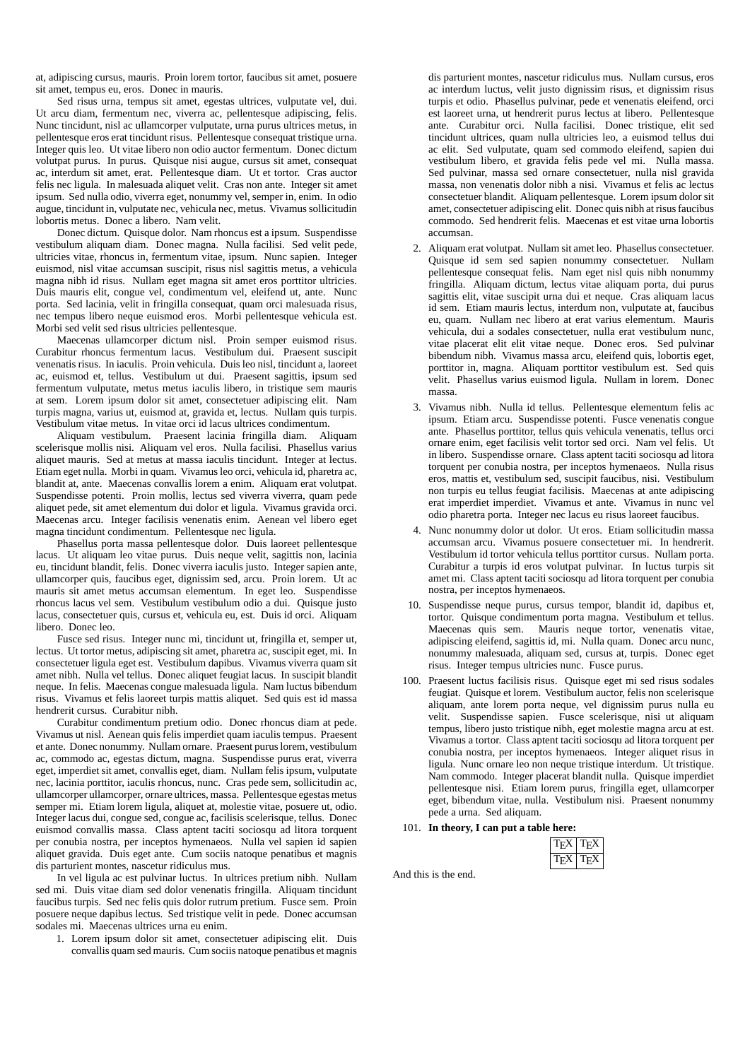at, adipiscing cursus, mauris. Proin lorem tortor, faucibus sit amet, posuere sit amet, tempus eu, eros. Donec in mauris.

Sed risus urna, tempus sit amet, egestas ultrices, vulputate vel, dui. Ut arcu diam, fermentum nec, viverra ac, pellentesque adipiscing, felis. Nunc tincidunt, nisl ac ullamcorper vulputate, urna purus ultrices metus, in pellentesque eros erat tincidunt risus. Pellentesque consequat tristique urna. Integer quis leo. Ut vitae libero non odio auctor fermentum. Donec dictum volutpat purus. In purus. Quisque nisi augue, cursus sit amet, consequat ac, interdum sit amet, erat. Pellentesque diam. Ut et tortor. Cras auctor felis nec ligula. In malesuada aliquet velit. Cras non ante. Integer sit amet ipsum. Sed nulla odio, viverra eget, nonummy vel, semper in, enim. In odio augue, tincidunt in, vulputate nec, vehicula nec, metus. Vivamus sollicitudin lobortis metus. Donec a libero. Nam velit.

Donec dictum. Quisque dolor. Nam rhoncus est a ipsum. Suspendisse vestibulum aliquam diam. Donec magna. Nulla facilisi. Sed velit pede, ultricies vitae, rhoncus in, fermentum vitae, ipsum. Nunc sapien. Integer euismod, nisl vitae accumsan suscipit, risus nisl sagittis metus, a vehicula magna nibh id risus. Nullam eget magna sit amet eros porttitor ultricies. Duis mauris elit, congue vel, condimentum vel, eleifend ut, ante. Nunc porta. Sed lacinia, velit in fringilla consequat, quam orci malesuada risus, nec tempus libero neque euismod eros. Morbi pellentesque vehicula est. Morbi sed velit sed risus ultricies pellentesque.

Maecenas ullamcorper dictum nisl. Proin semper euismod risus. Curabitur rhoncus fermentum lacus. Vestibulum dui. Praesent suscipit venenatis risus. In iaculis. Proin vehicula. Duis leo nisl, tincidunt a, laoreet ac, euismod et, tellus. Vestibulum ut dui. Praesent sagittis, ipsum sed fermentum vulputate, metus metus iaculis libero, in tristique sem mauris at sem. Lorem ipsum dolor sit amet, consectetuer adipiscing elit. Nam turpis magna, varius ut, euismod at, gravida et, lectus. Nullam quis turpis. Vestibulum vitae metus. In vitae orci id lacus ultrices condimentum.

Aliquam vestibulum. Praesent lacinia fringilla diam. Aliquam scelerisque mollis nisi. Aliquam vel eros. Nulla facilisi. Phasellus varius aliquet mauris. Sed at metus at massa iaculis tincidunt. Integer at lectus. Etiam eget nulla. Morbi in quam. Vivamus leo orci, vehicula id, pharetra ac, blandit at, ante. Maecenas convallis lorem a enim. Aliquam erat volutpat. Suspendisse potenti. Proin mollis, lectus sed viverra viverra, quam pede aliquet pede, sit amet elementum dui dolor et ligula. Vivamus gravida orci. Maecenas arcu. Integer facilisis venenatis enim. Aenean vel libero eget magna tincidunt condimentum. Pellentesque nec ligula.

Phasellus porta massa pellentesque dolor. Duis laoreet pellentesque lacus. Ut aliquam leo vitae purus. Duis neque velit, sagittis non, lacinia eu, tincidunt blandit, felis. Donec viverra iaculis justo. Integer sapien ante, ullamcorper quis, faucibus eget, dignissim sed, arcu. Proin lorem. Ut ac mauris sit amet metus accumsan elementum. In eget leo. Suspendisse rhoncus lacus vel sem. Vestibulum vestibulum odio a dui. Quisque justo lacus, consectetuer quis, cursus et, vehicula eu, est. Duis id orci. Aliquam libero. Donec leo.

Fusce sed risus. Integer nunc mi, tincidunt ut, fringilla et, semper ut, lectus. Ut tortor metus, adipiscing sit amet, pharetra ac, suscipit eget, mi. In consectetuer ligula eget est. Vestibulum dapibus. Vivamus viverra quam sit amet nibh. Nulla vel tellus. Donec aliquet feugiat lacus. In suscipit blandit neque. In felis. Maecenas congue malesuada ligula. Nam luctus bibendum risus. Vivamus et felis laoreet turpis mattis aliquet. Sed quis est id massa hendrerit cursus. Curabitur nibh.

Curabitur condimentum pretium odio. Donec rhoncus diam at pede. Vivamus ut nisl. Aenean quis felis imperdiet quam iaculis tempus. Praesent et ante. Donec nonummy. Nullam ornare. Praesent purus lorem, vestibulum ac, commodo ac, egestas dictum, magna. Suspendisse purus erat, viverra eget, imperdiet sit amet, convallis eget, diam. Nullam felis ipsum, vulputate nec, lacinia porttitor, iaculis rhoncus, nunc. Cras pede sem, sollicitudin ac, ullamcorper ullamcorper, ornare ultrices, massa. Pellentesque egestas metus semper mi. Etiam lorem ligula, aliquet at, molestie vitae, posuere ut, odio. Integer lacus dui, congue sed, congue ac, facilisis scelerisque, tellus. Donec euismod convallis massa. Class aptent taciti sociosqu ad litora torquent per conubia nostra, per inceptos hymenaeos. Nulla vel sapien id sapien aliquet gravida. Duis eget ante. Cum sociis natoque penatibus et magnis dis parturient montes, nascetur ridiculus mus.

In vel ligula ac est pulvinar luctus. In ultrices pretium nibh. Nullam sed mi. Duis vitae diam sed dolor venenatis fringilla. Aliquam tincidunt faucibus turpis. Sed nec felis quis dolor rutrum pretium. Fusce sem. Proin posuere neque dapibus lectus. Sed tristique velit in pede. Donec accumsan sodales mi. Maecenas ultrices urna eu enim.

1. Lorem ipsum dolor sit amet, consectetuer adipiscing elit. Duis convallis quam sed mauris. Cum sociis natoque penatibus et magnis dis parturient montes, nascetur ridiculus mus. Nullam cursus, eros ac interdum luctus, velit justo dignissim risus, et dignissim risus turpis et odio. Phasellus pulvinar, pede et venenatis eleifend, orci est laoreet urna, ut hendrerit purus lectus at libero. Pellentesque ante. Curabitur orci. Nulla facilisi. Donec tristique, elit sed tincidunt ultrices, quam nulla ultricies leo, a euismod tellus dui ac elit. Sed vulputate, quam sed commodo eleifend, sapien dui vestibulum libero, et gravida felis pede vel mi. Nulla massa. Sed pulvinar, massa sed ornare consectetuer, nulla nisl gravida massa, non venenatis dolor nibh a nisi. Vivamus et felis ac lectus consectetuer blandit. Aliquam pellentesque. Lorem ipsum dolor sit amet, consectetuer adipiscing elit. Donec quis nibh at risus faucibus commodo. Sed hendrerit felis. Maecenas et est vitae urna lobortis accumsan.

2. Aliquam erat volutpat. Nullam sit amet leo. Phasellus consectetuer. Quisque id sem sed sapien nonummy consectetuer. Nullam pellentesque consequat felis. Nam eget nisl quis nibh nonummy fringilla. Aliquam dictum, lectus vitae aliquam porta, dui purus sagittis elit, vitae suscipit urna dui et neque. Cras aliquam lacus id sem. Etiam mauris lectus, interdum non, vulputate at, faucibus eu, quam. Nullam nec libero at erat varius elementum. Mauris vehicula, dui a sodales consectetuer, nulla erat vestibulum nunc, vitae placerat elit elit vitae neque. Donec eros. Sed pulvinar bibendum nibh. Vivamus massa arcu, eleifend quis, lobortis eget, porttitor in, magna. Aliquam porttitor vestibulum est. Sed quis velit. Phasellus varius euismod ligula. Nullam in lorem. Donec massa.

3. Vivamus nibh. Nulla id tellus. Pellentesque elementum felis ac ipsum. Etiam arcu. Suspendisse potenti. Fusce venenatis congue ante. Phasellus porttitor, tellus quis vehicula venenatis, tellus orci ornare enim, eget facilisis velit tortor sed orci. Nam vel felis. Ut in libero. Suspendisse ornare. Class aptent taciti sociosqu ad litora torquent per conubia nostra, per inceptos hymenaeos. Nulla risus eros, mattis et, vestibulum sed, suscipit faucibus, nisi. Vestibulum non turpis eu tellus feugiat facilisis. Maecenas at ante adipiscing erat imperdiet imperdiet. Vivamus et ante. Vivamus in nunc vel odio pharetra porta. Integer nec lacus eu risus laoreet faucibus.

4. Nunc nonummy dolor ut dolor. Ut eros. Etiam sollicitudin massa accumsan arcu. Vivamus posuere consectetuer mi. In hendrerit. Vestibulum id tortor vehicula tellus porttitor cursus. Nullam porta. Curabitur a turpis id eros volutpat pulvinar. In luctus turpis sit amet mi. Class aptent taciti sociosqu ad litora torquent per conubia nostra, per inceptos hymenaeos.

10. Suspendisse neque purus, cursus tempor, blandit id, dapibus et, tortor. Quisque condimentum porta magna. Vestibulum et tellus. Maecenas quis sem. Mauris neque tortor, venenatis vitae, adipiscing eleifend, sagittis id, mi. Nulla quam. Donec arcu nunc, nonummy malesuada, aliquam sed, cursus at, turpis. Donec eget risus. Integer tempus ultricies nunc. Fusce purus.

100. Praesent luctus facilisis risus. Quisque eget mi sed risus sodales feugiat. Quisque et lorem. Vestibulum auctor, felis non scelerisque aliquam, ante lorem porta neque, vel dignissim purus nulla eu velit. Suspendisse sapien. Fusce scelerisque, nisi ut aliquam tempus, libero justo tristique nibh, eget molestie magna arcu at est. Vivamus a tortor. Class aptent taciti sociosqu ad litora torquent per conubia nostra, per inceptos hymenaeos. Integer aliquet risus in ligula. Nunc ornare leo non neque tristique interdum. Ut tristique. Nam commodo. Integer placerat blandit nulla. Quisque imperdiet pellentesque nisi. Etiam lorem purus, fringilla eget, ullamcorper eget, bibendum vitae, nulla. Vestibulum nisi. Praesent nonummy pede a urna. Sed aliquam.

101. **In theory, I can put a table here:**

| TEX | TEX |
|---|---|
| TEX | TEX |

And this is the end.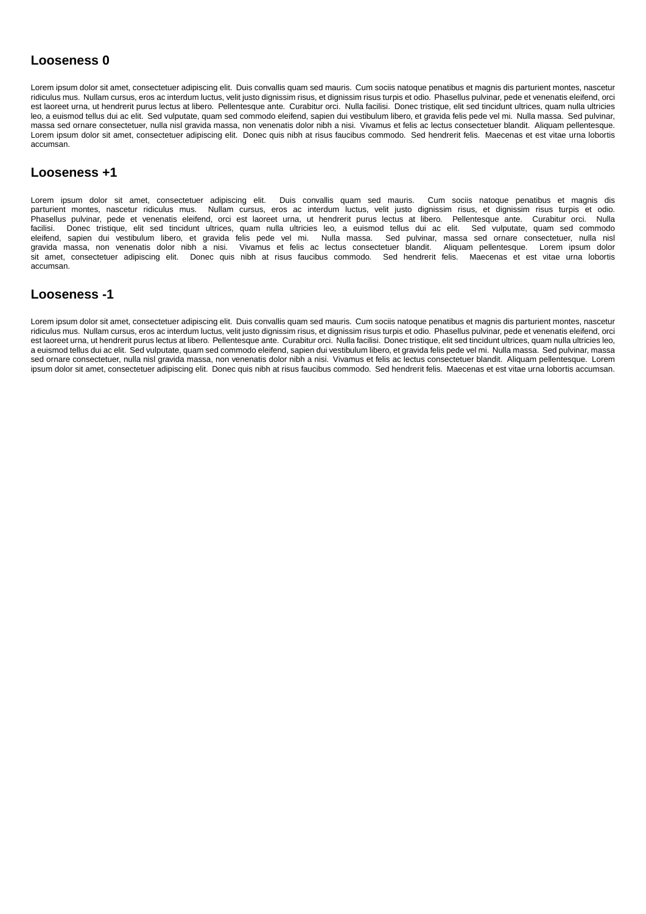## Looseness 0

Lorem ipsum dolor sit amet, consectetuer adipiscing elit. Duis convallis quam sed mauris. Cum sociis natoque penatibus et magnis dis parturient montes, nascetur ridiculus mus. Nullam cursus, eros ac interdum luctus, velit justo dignissim risus, et dignissim risus turpis et odio. Phasellus pulvinar, pede et venenatis eleifend, orci est laoreet urna, ut hendrerit purus lectus at libero. Pellentesque ante. Curabitur orci. Nulla facilisi. Donec tristique, elit sed tincidunt ultrices, quam nulla ultricies leo, a euismod tellus dui ac elit. Sed vulputate, quam sed commodo eleifend, sapien dui vestibulum libero, et gravida felis pede vel mi. Nulla massa. Sed pulvinar, massa sed ornare consectetuer, nulla nisl gravida massa, non venenatis dolor nibh a nisi. Vivamus et felis ac lectus consectetuer blandit. Aliquam pellentesque. Lorem ipsum dolor sit amet, consectetuer adipiscing elit. Donec quis nibh at risus faucibus commodo. Sed hendrerit felis. Maecenas et est vitae urna lobortis accumsan.

## Looseness +1

Lorem ipsum dolor sit amet, consectetuer adipiscing elit. Duis convallis quam sed mauris. Cum sociis natoque penatibus et magnis dis parturient montes, nascetur ridiculus mus. Nullam cursus, eros ac interdum luctus, velit justo dignissim risus, et dignissim risus turpis et odio. Phasellus pulvinar, pede et venenatis eleifend, orci est laoreet urna, ut hendrerit purus lectus at libero. Pellentesque ante. Curabitur orci. Nulla facilisi. Donec tristique, elit sed tincidunt ultrices, quam nulla ultricies leo, a euismod tellus dui ac elit. Sed vulputate, quam sed commodo eleifend, sapien dui vestibulum libero, et gravida felis pede vel mi. Nulla massa. Sed pulvinar, massa sed ornare consectetuer, nulla nisl gravida massa, non venenatis dolor nibh a nisi. Vivamus et felis ac lectus consectetuer blandit. Aliquam pellentesque. Lorem ipsum dolor sit amet, consectetuer adipiscing elit. Donec quis nibh at risus faucibus commodo. Sed hendrerit felis. Maecenas et est vitae urna lobortis accumsan.

## Looseness -1

Lorem ipsum dolor sit amet, consectetuer adipiscing elit. Duis convallis quam sed mauris. Cum sociis natoque penatibus et magnis dis parturient montes, nascetur ridiculus mus. Nullam cursus, eros ac interdum luctus, velit justo dignissim risus, et dignissim risus turpis et odio. Phasellus pulvinar, pede et venenatis eleifend, orci est laoreet urna, ut hendrerit purus lectus at libero. Pellentesque ante. Curabitur orci. Nulla facilisi. Donec tristique, elit sed tincidunt ultrices, quam nulla ultricies leo, a euismod tellus dui ac elit. Sed vulputate, quam sed commodo eleifend, sapien dui vestibulum libero, et gravida felis pede vel mi. Nulla massa. Sed pulvinar, massa sed ornare consectetuer, nulla nisl gravida massa, non venenatis dolor nibh a nisi. Vivamus et felis ac lectus consectetuer blandit. Aliquam pellentesque. Lorem ipsum dolor sit amet, consectetuer adipiscing elit. Donec quis nibh at risus faucibus commodo. Sed hendrerit felis. Maecenas et est vitae urna lobortis accumsan.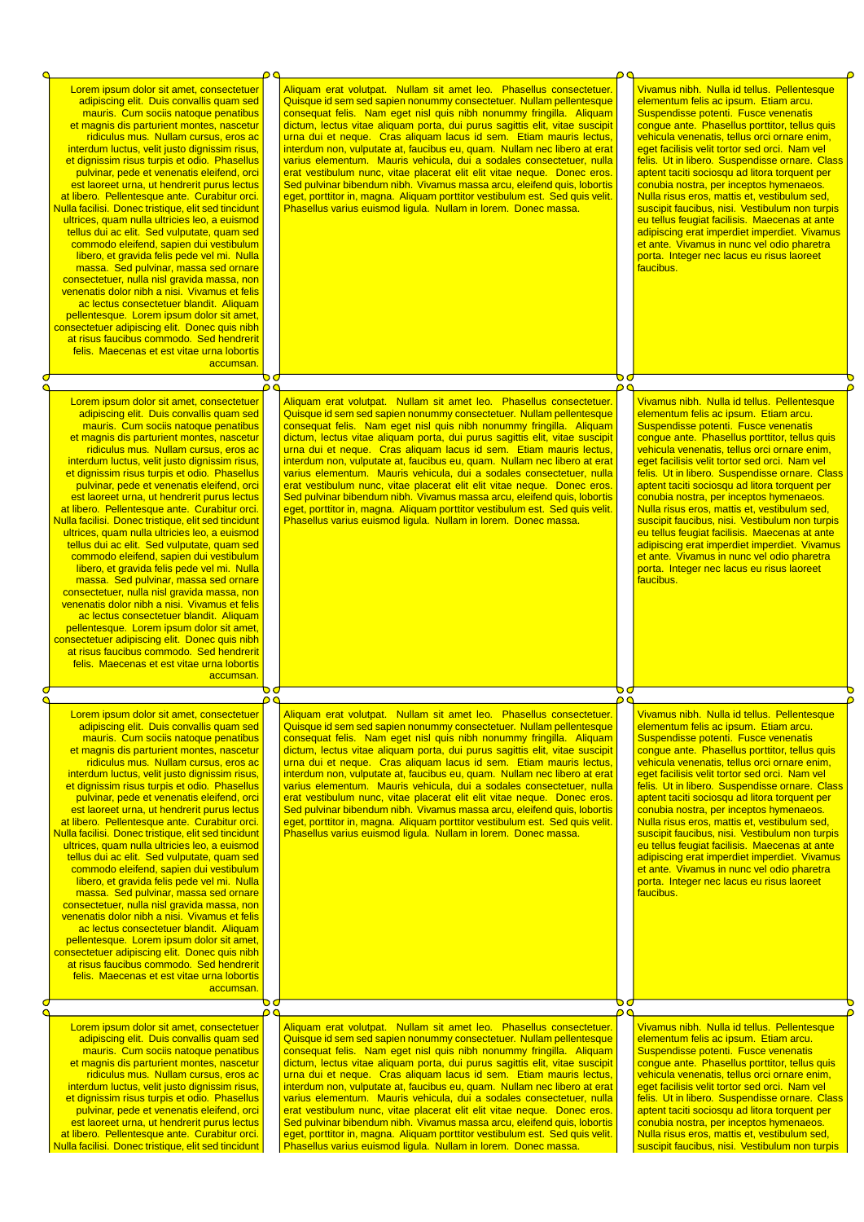Lorem ipsum dolor sit amet, consectetuer adipiscing elit. Duis convallis quam sed mauris. Cum sociis natoque penatibus et magnis dis parturient montes, nascetur ridiculus mus. Nullam cursus, eros ac interdum luctus, velit justo dignissim risus, et dignissim risus turpis et odio. Phasellus pulvinar, pede et venenatis eleifend, orci est laoreet urna, ut hendrerit purus lectus at libero. Pellentesque ante. Curabitur orci. Nulla facilisi. Donec tristique, elit sed tincidunt ultrices, quam nulla ultricies leo, a euismod tellus dui ac elit. Sed vulputate, quam sed commodo eleifend, sapien dui vestibulum libero, et gravida felis pede vel mi. Nulla massa. Sed pulvinar, massa sed ornare consectetuer, nulla nisl gravida massa, non venenatis dolor nibh a nisi. Vivamus et felis ac lectus consectetuer blandit. Aliquam pellentesque. Lorem ipsum dolor sit amet, consectetuer adipiscing elit. Donec quis nibh at risus faucibus commodo. Sed hendrerit felis. Maecenas et est vitae urna lobortis accumsan.

Aliquam erat volutpat. Nullam sit amet leo. Phasellus consectetuer. Quisque id sem sed sapien nonummy consectetuer. Nullam pellentesque consequat felis. Nam eget nisl quis nibh nonummy fringilla. Aliquam dictum, lectus vitae aliquam porta, dui purus sagittis elit, vitae suscipit urna dui et neque. Cras aliquam lacus id sem. Etiam mauris lectus, interdum non, vulputate at, faucibus eu, quam. Nullam nec libero at erat varius elementum. Mauris vehicula, dui a sodales consectetuer, nulla erat vestibulum nunc, vitae placerat elit elit vitae neque. Donec eros. Sed pulvinar bibendum nibh. Vivamus massa arcu, eleifend quis, lobortis eget, porttitor in, magna. Aliquam porttitor vestibulum est. Sed quis velit. Phasellus varius euismod ligula. Nullam in lorem. Donec massa.

Vivamus nibh. Nulla id tellus. Pellentesque elementum felis ac ipsum. Etiam arcu. Suspendisse potenti. Fusce venenatis congue ante. Phasellus porttitor, tellus quis vehicula venenatis, tellus orci ornare enim, eget facilisis velit tortor sed orci. Nam vel felis. Ut in libero. Suspendisse ornare. Class aptent taciti sociosqu ad litora torquent per conubia nostra, per inceptos hymenaeos. Nulla risus eros, mattis et, vestibulum sed, suscipit faucibus, nisi. Vestibulum non turpis eu tellus feugiat facilisis. Maecenas at ante adipiscing erat imperdiet imperdiet. Vivamus et ante. Vivamus in nunc vel odio pharetra porta. Integer nec lacus eu risus laoreet faucibus.

Lorem ipsum dolor sit amet, consectetuer adipiscing elit. Duis convallis quam sed mauris. Cum sociis natoque penatibus et magnis dis parturient montes, nascetur ridiculus mus. Nullam cursus, eros ac interdum luctus, velit justo dignissim risus, et dignissim risus turpis et odio. Phasellus pulvinar, pede et venenatis eleifend, orci est laoreet urna, ut hendrerit purus lectus at libero. Pellentesque ante. Curabitur orci. Nulla facilisi. Donec tristique, elit sed tincidunt ultrices, quam nulla ultricies leo, a euismod tellus dui ac elit. Sed vulputate, quam sed commodo eleifend, sapien dui vestibulum libero, et gravida felis pede vel mi. Nulla massa. Sed pulvinar, massa sed ornare consectetuer, nulla nisl gravida massa, non venenatis dolor nibh a nisi. Vivamus et felis ac lectus consectetuer blandit. Aliquam pellentesque. Lorem ipsum dolor sit amet, consectetuer adipiscing elit. Donec quis nibh at risus faucibus commodo. Sed hendrerit felis. Maecenas et est vitae urna lobortis accumsan.

Aliquam erat volutpat. Nullam sit amet leo. Phasellus consectetuer. Quisque id sem sed sapien nonummy consectetuer. Nullam pellentesque consequat felis. Nam eget nisl quis nibh nonummy fringilla. Aliquam dictum, lectus vitae aliquam porta, dui purus sagittis elit, vitae suscipit urna dui et neque. Cras aliquam lacus id sem. Etiam mauris lectus, interdum non, vulputate at, faucibus eu, quam. Nullam nec libero at erat varius elementum. Mauris vehicula, dui a sodales consectetuer, nulla erat vestibulum nunc, vitae placerat elit elit vitae neque. Donec eros. Sed pulvinar bibendum nibh. Vivamus massa arcu, eleifend quis, lobortis eget, porttitor in, magna. Aliquam porttitor vestibulum est. Sed quis velit. Phasellus varius euismod ligula. Nullam in lorem. Donec massa.

Vivamus nibh. Nulla id tellus. Pellentesque elementum felis ac ipsum. Etiam arcu. Suspendisse potenti. Fusce venenatis congue ante. Phasellus porttitor, tellus quis vehicula venenatis, tellus orci ornare enim, eget facilisis velit tortor sed orci. Nam vel felis. Ut in libero. Suspendisse ornare. Class aptent taciti sociosqu ad litora torquent per conubia nostra, per inceptos hymenaeos. Nulla risus eros, mattis et, vestibulum sed, suscipit faucibus, nisi. Vestibulum non turpis eu tellus feugiat facilisis. Maecenas at ante adipiscing erat imperdiet imperdiet. Vivamus et ante. Vivamus in nunc vel odio pharetra porta. Integer nec lacus eu risus laoreet faucibus.

Lorem ipsum dolor sit amet, consectetuer adipiscing elit. Duis convallis quam sed mauris. Cum sociis natoque penatibus et magnis dis parturient montes, nascetur ridiculus mus. Nullam cursus, eros ac interdum luctus, velit justo dignissim risus, et dignissim risus turpis et odio. Phasellus pulvinar, pede et venenatis eleifend, orci est laoreet urna, ut hendrerit purus lectus at libero. Pellentesque ante. Curabitur orci. Nulla facilisi. Donec tristique, elit sed tincidunt ultrices, quam nulla ultricies leo, a euismod tellus dui ac elit. Sed vulputate, quam sed commodo eleifend, sapien dui vestibulum libero, et gravida felis pede vel mi. Nulla massa. Sed pulvinar, massa sed ornare consectetuer, nulla nisl gravida massa, non venenatis dolor nibh a nisi. Vivamus et felis ac lectus consectetuer blandit. Aliquam pellentesque. Lorem ipsum dolor sit amet, consectetuer adipiscing elit. Donec quis nibh at risus faucibus commodo. Sed hendrerit felis. Maecenas et est vitae urna lobortis accumsan.

Aliquam erat volutpat. Nullam sit amet leo. Phasellus consectetuer. Quisque id sem sed sapien nonummy consectetuer. Nullam pellentesque consequat felis. Nam eget nisl quis nibh nonummy fringilla. Aliquam dictum, lectus vitae aliquam porta, dui purus sagittis elit, vitae suscipit urna dui et neque. Cras aliquam lacus id sem. Etiam mauris lectus, interdum non, vulputate at, faucibus eu, quam. Nullam nec libero at erat varius elementum. Mauris vehicula, dui a sodales consectetuer, nulla erat vestibulum nunc, vitae placerat elit elit vitae neque. Donec eros. Sed pulvinar bibendum nibh. Vivamus massa arcu, eleifend quis, lobortis eget, porttitor in, magna. Aliquam porttitor vestibulum est. Sed quis velit. Phasellus varius euismod ligula. Nullam in lorem. Donec massa.

Vivamus nibh. Nulla id tellus. Pellentesque elementum felis ac ipsum. Etiam arcu. Suspendisse potenti. Fusce venenatis congue ante. Phasellus porttitor, tellus quis vehicula venenatis, tellus orci ornare enim, eget facilisis velit tortor sed orci. Nam vel felis. Ut in libero. Suspendisse ornare. Class aptent taciti sociosqu ad litora torquent per conubia nostra, per inceptos hymenaeos. Nulla risus eros, mattis et, vestibulum sed, suscipit faucibus, nisi. Vestibulum non turpis eu tellus feugiat facilisis. Maecenas at ante adipiscing erat imperdiet imperdiet. Vivamus et ante. Vivamus in nunc vel odio pharetra porta. Integer nec lacus eu risus laoreet faucibus.

Lorem ipsum dolor sit amet, consectetuer adipiscing elit. Duis convallis quam sed mauris. Cum sociis natoque penatibus et magnis dis parturient montes, nascetur ridiculus mus. Nullam cursus, eros ac interdum luctus, velit justo dignissim risus, et dignissim risus turpis et odio. Phasellus pulvinar, pede et venenatis eleifend, orci est laoreet urna, ut hendrerit purus lectus at libero. Pellentesque ante. Curabitur orci. Nulla facilisi. Donec tristique, elit sed tincidunt

Aliquam erat volutpat. Nullam sit amet leo. Phasellus consectetuer. Quisque id sem sed sapien nonummy consectetuer. Nullam pellentesque consequat felis. Nam eget nisl quis nibh nonummy fringilla. Aliquam dictum, lectus vitae aliquam porta, dui purus sagittis elit, vitae suscipit urna dui et neque. Cras aliquam lacus id sem. Etiam mauris lectus, interdum non, vulputate at, faucibus eu, quam. Nullam nec libero at erat varius elementum. Mauris vehicula, dui a sodales consectetuer, nulla erat vestibulum nunc, vitae placerat elit elit vitae neque. Donec eros. Sed pulvinar bibendum nibh. Vivamus massa arcu, eleifend quis, lobortis eget, porttitor in, magna. Aliquam porttitor vestibulum est. Sed quis velit. Phasellus varius euismod ligula. Nullam in lorem. Donec massa.

Vivamus nibh. Nulla id tellus. Pellentesque elementum felis ac ipsum. Etiam arcu. Suspendisse potenti. Fusce venenatis congue ante. Phasellus porttitor, tellus quis vehicula venenatis, tellus orci ornare enim, eget facilisis velit tortor sed orci. Nam vel felis. Ut in libero. Suspendisse ornare. Class aptent taciti sociosqu ad litora torquent per conubia nostra, per inceptos hymenaeos. Nulla risus eros, mattis et, vestibulum sed, suscipit faucibus, nisi. Vestibulum non turpis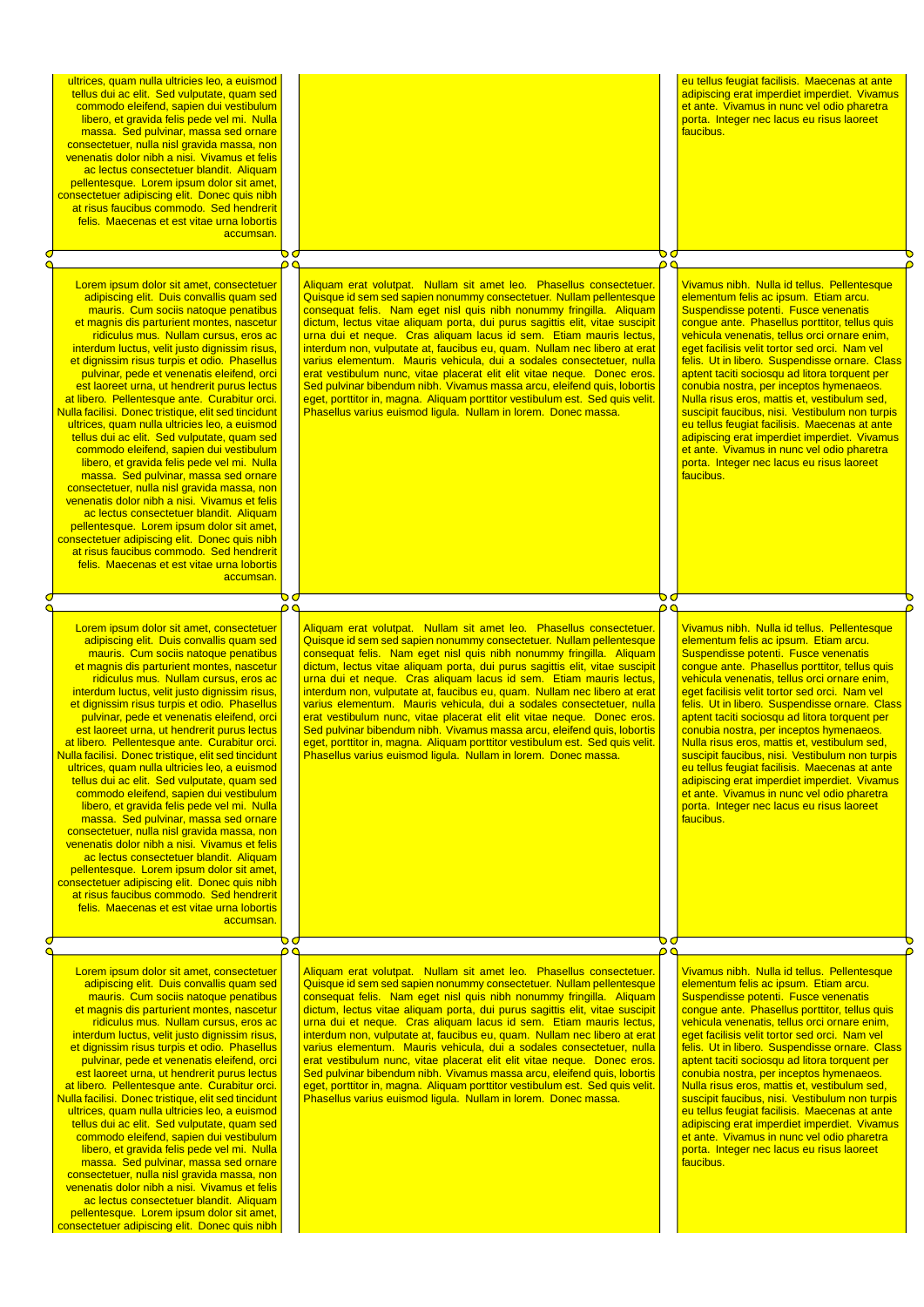ultrices, quam nulla ultricies leo, a euismod tellus dui ac elit. Sed vulputate, quam sed commodo eleifend, sapien dui vestibulum libero, et gravida felis pede vel mi. Nulla massa. Sed pulvinar, massa sed ornare consectetuer, nulla nisl gravida massa, non venenatis dolor nibh a nisi. Vivamus et felis ac lectus consectetuer blandit. Aliquam pellentesque. Lorem ipsum dolor sit amet, consectetuer adipiscing elit. Donec quis nibh at risus faucibus commodo. Sed hendrerit felis. Maecenas et est vitae urna lobortis accumsan.

eu tellus feugiat facilisis. Maecenas at ante adipiscing erat imperdiet imperdiet. Vivamus et ante. Vivamus in nunc vel odio pharetra porta. Integer nec lacus eu risus laoreet faucibus.

Lorem ipsum dolor sit amet, consectetuer adipiscing elit. Duis convallis quam sed mauris. Cum sociis natoque penatibus et magnis dis parturient montes, nascetur ridiculus mus. Nullam cursus, eros ac interdum luctus, velit justo dignissim risus, et dignissim risus turpis et odio. Phasellus pulvinar, pede et venenatis eleifend, orci est laoreet urna, ut hendrerit purus lectus at libero. Pellentesque ante. Curabitur orci. Nulla facilisi. Donec tristique, elit sed tincidunt ultrices, quam nulla ultricies leo, a euismod tellus dui ac elit. Sed vulputate, quam sed commodo eleifend, sapien dui vestibulum libero, et gravida felis pede vel mi. Nulla massa. Sed pulvinar, massa sed ornare consectetuer, nulla nisl gravida massa, non venenatis dolor nibh a nisi. Vivamus et felis ac lectus consectetuer blandit. Aliquam pellentesque. Lorem ipsum dolor sit amet, consectetuer adipiscing elit. Donec quis nibh at risus faucibus commodo. Sed hendrerit felis. Maecenas et est vitae urna lobortis accumsan.

Aliquam erat volutpat. Nullam sit amet leo. Phasellus consectetuer. Quisque id sem sed sapien nonummy consectetuer. Nullam pellentesque consequat felis. Nam eget nisl quis nibh nonummy fringilla. Aliquam dictum, lectus vitae aliquam porta, dui purus sagittis elit, vitae suscipit urna dui et neque. Cras aliquam lacus id sem. Etiam mauris lectus, interdum non, vulputate at, faucibus eu, quam. Nullam nec libero at erat varius elementum. Mauris vehicula, dui a sodales consectetuer, nulla erat vestibulum nunc, vitae placerat elit elit vitae neque. Donec eros. Sed pulvinar bibendum nibh. Vivamus massa arcu, eleifend quis, lobortis eget, porttitor in, magna. Aliquam porttitor vestibulum est. Sed quis velit. Phasellus varius euismod ligula. Nullam in lorem. Donec massa.

Vivamus nibh. Nulla id tellus. Pellentesque elementum felis ac ipsum. Etiam arcu. Suspendisse potenti. Fusce venenatis congue ante. Phasellus porttitor, tellus quis vehicula venenatis, tellus orci ornare enim, eget facilisis velit tortor sed orci. Nam vel felis. Ut in libero. Suspendisse ornare. Class aptent taciti sociosqu ad litora torquent per conubia nostra, per inceptos hymenaeos. Nulla risus eros, mattis et, vestibulum sed, suscipit faucibus, nisi. Vestibulum non turpis eu tellus feugiat facilisis. Maecenas at ante adipiscing erat imperdiet imperdiet. Vivamus et ante. Vivamus in nunc vel odio pharetra porta. Integer nec lacus eu risus laoreet faucibus.

Lorem ipsum dolor sit amet, consectetuer adipiscing elit. Duis convallis quam sed mauris. Cum sociis natoque penatibus et magnis dis parturient montes, nascetur ridiculus mus. Nullam cursus, eros ac interdum luctus, velit justo dignissim risus, et dignissim risus turpis et odio. Phasellus pulvinar, pede et venenatis eleifend, orci est laoreet urna, ut hendrerit purus lectus at libero. Pellentesque ante. Curabitur orci. Nulla facilisi. Donec tristique, elit sed tincidunt ultrices, quam nulla ultricies leo, a euismod tellus dui ac elit. Sed vulputate, quam sed commodo eleifend, sapien dui vestibulum libero, et gravida felis pede vel mi. Nulla massa. Sed pulvinar, massa sed ornare consectetuer, nulla nisl gravida massa, non venenatis dolor nibh a nisi. Vivamus et felis ac lectus consectetuer blandit. Aliquam pellentesque. Lorem ipsum dolor sit amet, consectetuer adipiscing elit. Donec quis nibh at risus faucibus commodo. Sed hendrerit felis. Maecenas et est vitae urna lobortis accumsan.

Aliquam erat volutpat. Nullam sit amet leo. Phasellus consectetuer. Quisque id sem sed sapien nonummy consectetuer. Nullam pellentesque consequat felis. Nam eget nisl quis nibh nonummy fringilla. Aliquam dictum, lectus vitae aliquam porta, dui purus sagittis elit, vitae suscipit urna dui et neque. Cras aliquam lacus id sem. Etiam mauris lectus, interdum non, vulputate at, faucibus eu, quam. Nullam nec libero at erat varius elementum. Mauris vehicula, dui a sodales consectetuer, nulla erat vestibulum nunc, vitae placerat elit elit vitae neque. Donec eros. Sed pulvinar bibendum nibh. Vivamus massa arcu, eleifend quis, lobortis eget, porttitor in, magna. Aliquam porttitor vestibulum est. Sed quis velit. Phasellus varius euismod ligula. Nullam in lorem. Donec massa.

Vivamus nibh. Nulla id tellus. Pellentesque elementum felis ac ipsum. Etiam arcu. Suspendisse potenti. Fusce venenatis congue ante. Phasellus porttitor, tellus quis vehicula venenatis, tellus orci ornare enim, eget facilisis velit tortor sed orci. Nam vel felis. Ut in libero. Suspendisse ornare. Class aptent taciti sociosqu ad litora torquent per conubia nostra, per inceptos hymenaeos. Nulla risus eros, mattis et, vestibulum sed, suscipit faucibus, nisi. Vestibulum non turpis eu tellus feugiat facilisis. Maecenas at ante adipiscing erat imperdiet imperdiet. Vivamus et ante. Vivamus in nunc vel odio pharetra porta. Integer nec lacus eu risus laoreet faucibus.

Lorem ipsum dolor sit amet, consectetuer adipiscing elit. Duis convallis quam sed mauris. Cum sociis natoque penatibus et magnis dis parturient montes, nascetur ridiculus mus. Nullam cursus, eros ac interdum luctus, velit justo dignissim risus, et dignissim risus turpis et odio. Phasellus pulvinar, pede et venenatis eleifend, orci est laoreet urna, ut hendrerit purus lectus at libero. Pellentesque ante. Curabitur orci. Nulla facilisi. Donec tristique, elit sed tincidunt ultrices, quam nulla ultricies leo, a euismod tellus dui ac elit. Sed vulputate, quam sed commodo eleifend, sapien dui vestibulum libero, et gravida felis pede vel mi. Nulla massa. Sed pulvinar, massa sed ornare consectetuer, nulla nisl gravida massa, non venenatis dolor nibh a nisi. Vivamus et felis ac lectus consectetuer blandit. Aliquam pellentesque. Lorem ipsum dolor sit amet, consectetuer adipiscing elit. Donec quis nibh

Aliquam erat volutpat. Nullam sit amet leo. Phasellus consectetuer. Quisque id sem sed sapien nonummy consectetuer. Nullam pellentesque consequat felis. Nam eget nisl quis nibh nonummy fringilla. Aliquam dictum, lectus vitae aliquam porta, dui purus sagittis elit, vitae suscipit urna dui et neque. Cras aliquam lacus id sem. Etiam mauris lectus, interdum non, vulputate at, faucibus eu, quam. Nullam nec libero at erat varius elementum. Mauris vehicula, dui a sodales consectetuer, nulla erat vestibulum nunc, vitae placerat elit elit vitae neque. Donec eros. Sed pulvinar bibendum nibh. Vivamus massa arcu, eleifend quis, lobortis eget, porttitor in, magna. Aliquam porttitor vestibulum est. Sed quis velit. Phasellus varius euismod ligula. Nullam in lorem. Donec massa.

Vivamus nibh. Nulla id tellus. Pellentesque elementum felis ac ipsum. Etiam arcu. Suspendisse potenti. Fusce venenatis congue ante. Phasellus porttitor, tellus quis vehicula venenatis, tellus orci ornare enim, eget facilisis velit tortor sed orci. Nam vel felis. Ut in libero. Suspendisse ornare. Class aptent taciti sociosqu ad litora torquent per conubia nostra, per inceptos hymenaeos. Nulla risus eros, mattis et, vestibulum sed, suscipit faucibus, nisi. Vestibulum non turpis eu tellus feugiat facilisis. Maecenas at ante adipiscing erat imperdiet imperdiet. Vivamus et ante. Vivamus in nunc vel odio pharetra porta. Integer nec lacus eu risus laoreet faucibus.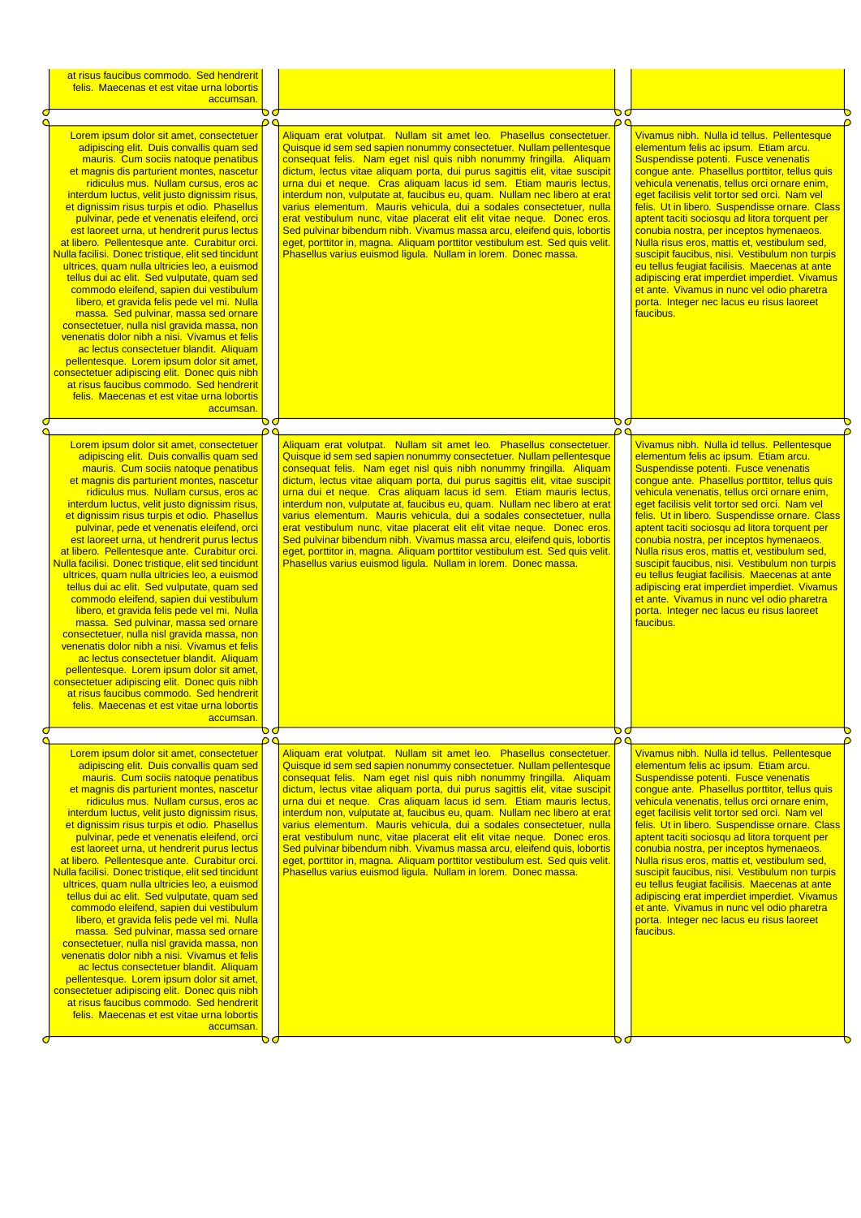at risus faucibus commodo. Sed hendrerit felis. Maecenas et est vitae urna lobortis accumsan.

Lorem ipsum dolor sit amet, consectetuer adipiscing elit. Duis convallis quam sed mauris. Cum sociis natoque penatibus et magnis dis parturient montes, nascetur ridiculus mus. Nullam cursus, eros ac interdum luctus, velit justo dignissim risus, et dignissim risus turpis et odio. Phasellus pulvinar, pede et venenatis eleifend, orci est laoreet urna, ut hendrerit purus lectus at libero. Pellentesque ante. Curabitur orci. Nulla facilisi. Donec tristique, elit sed tincidunt ultrices, quam nulla ultricies leo, a euismod tellus dui ac elit. Sed vulputate, quam sed commodo eleifend, sapien dui vestibulum libero, et gravida felis pede vel mi. Nulla massa. Sed pulvinar, massa sed ornare consectetuer, nulla nisl gravida massa, non venenatis dolor nibh a nisi. Vivamus et felis ac lectus consectetuer blandit. Aliquam pellentesque. Lorem ipsum dolor sit amet, consectetuer adipiscing elit. Donec quis nibh at risus faucibus commodo. Sed hendrerit felis. Maecenas et est vitae urna lobortis accumsan.

Aliquam erat volutpat. Nullam sit amet leo. Phasellus consectetuer. Quisque id sem sed sapien nonummy consectetuer. Nullam pellentesque consequat felis. Nam eget nisl quis nibh nonummy fringilla. Aliquam dictum, lectus vitae aliquam porta, dui purus sagittis elit, vitae suscipit urna dui et neque. Cras aliquam lacus id sem. Etiam mauris lectus, interdum non, vulputate at, faucibus eu, quam. Nullam nec libero at erat varius elementum. Mauris vehicula, dui a sodales consectetuer, nulla erat vestibulum nunc, vitae placerat elit elit vitae neque. Donec eros. Sed pulvinar bibendum nibh. Vivamus massa arcu, eleifend quis, lobortis eget, porttitor in, magna. Aliquam porttitor vestibulum est. Sed quis velit. Phasellus varius euismod ligula. Nullam in lorem. Donec massa.

Vivamus nibh. Nulla id tellus. Pellentesque elementum felis ac ipsum. Etiam arcu. Suspendisse potenti. Fusce venenatis congue ante. Phasellus porttitor, tellus quis vehicula venenatis, tellus orci ornare enim, eget facilisis velit tortor sed orci. Nam vel felis. Ut in libero. Suspendisse ornare. Class aptent taciti sociosqu ad litora torquent per conubia nostra, per inceptos hymenaeos. Nulla risus eros, mattis et, vestibulum sed, suscipit faucibus, nisi. Vestibulum non turpis eu tellus feugiat facilisis. Maecenas at ante adipiscing erat imperdiet imperdiet. Vivamus et ante. Vivamus in nunc vel odio pharetra porta. Integer nec lacus eu risus laoreet faucibus.

Lorem ipsum dolor sit amet, consectetuer adipiscing elit. Duis convallis quam sed mauris. Cum sociis natoque penatibus et magnis dis parturient montes, nascetur ridiculus mus. Nullam cursus, eros ac interdum luctus, velit justo dignissim risus, et dignissim risus turpis et odio. Phasellus pulvinar, pede et venenatis eleifend, orci est laoreet urna, ut hendrerit purus lectus at libero. Pellentesque ante. Curabitur orci. Nulla facilisi. Donec tristique, elit sed tincidunt ultrices, quam nulla ultricies leo, a euismod tellus dui ac elit. Sed vulputate, quam sed commodo eleifend, sapien dui vestibulum libero, et gravida felis pede vel mi. Nulla massa. Sed pulvinar, massa sed ornare consectetuer, nulla nisl gravida massa, non venenatis dolor nibh a nisi. Vivamus et felis ac lectus consectetuer blandit. Aliquam pellentesque. Lorem ipsum dolor sit amet, consectetuer adipiscing elit. Donec quis nibh at risus faucibus commodo. Sed hendrerit felis. Maecenas et est vitae urna lobortis accumsan.

Aliquam erat volutpat. Nullam sit amet leo. Phasellus consectetuer. Quisque id sem sed sapien nonummy consectetuer. Nullam pellentesque consequat felis. Nam eget nisl quis nibh nonummy fringilla. Aliquam dictum, lectus vitae aliquam porta, dui purus sagittis elit, vitae suscipit urna dui et neque. Cras aliquam lacus id sem. Etiam mauris lectus, interdum non, vulputate at, faucibus eu, quam. Nullam nec libero at erat varius elementum. Mauris vehicula, dui a sodales consectetuer, nulla erat vestibulum nunc, vitae placerat elit elit vitae neque. Donec eros. Sed pulvinar bibendum nibh. Vivamus massa arcu, eleifend quis, lobortis eget, porttitor in, magna. Aliquam porttitor vestibulum est. Sed quis velit. Phasellus varius euismod ligula. Nullam in lorem. Donec massa.

Vivamus nibh. Nulla id tellus. Pellentesque elementum felis ac ipsum. Etiam arcu. Suspendisse potenti. Fusce venenatis congue ante. Phasellus porttitor, tellus quis vehicula venenatis, tellus orci ornare enim, eget facilisis velit tortor sed orci. Nam vel felis. Ut in libero. Suspendisse ornare. Class aptent taciti sociosqu ad litora torquent per conubia nostra, per inceptos hymenaeos. Nulla risus eros, mattis et, vestibulum sed, suscipit faucibus, nisi. Vestibulum non turpis eu tellus feugiat facilisis. Maecenas at ante adipiscing erat imperdiet imperdiet. Vivamus et ante. Vivamus in nunc vel odio pharetra porta. Integer nec lacus eu risus laoreet faucibus.

Lorem ipsum dolor sit amet, consectetuer adipiscing elit. Duis convallis quam sed mauris. Cum sociis natoque penatibus et magnis dis parturient montes, nascetur ridiculus mus. Nullam cursus, eros ac interdum luctus, velit justo dignissim risus, et dignissim risus turpis et odio. Phasellus pulvinar, pede et venenatis eleifend, orci est laoreet urna, ut hendrerit purus lectus at libero. Pellentesque ante. Curabitur orci. Nulla facilisi. Donec tristique, elit sed tincidunt ultrices, quam nulla ultricies leo, a euismod tellus dui ac elit. Sed vulputate, quam sed commodo eleifend, sapien dui vestibulum libero, et gravida felis pede vel mi. Nulla massa. Sed pulvinar, massa sed ornare consectetuer, nulla nisl gravida massa, non venenatis dolor nibh a nisi. Vivamus et felis ac lectus consectetuer blandit. Aliquam pellentesque. Lorem ipsum dolor sit amet, consectetuer adipiscing elit. Donec quis nibh at risus faucibus commodo. Sed hendrerit felis. Maecenas et est vitae urna lobortis accumsan.

Aliquam erat volutpat. Nullam sit amet leo. Phasellus consectetuer. Quisque id sem sed sapien nonummy consectetuer. Nullam pellentesque consequat felis. Nam eget nisl quis nibh nonummy fringilla. Aliquam dictum, lectus vitae aliquam porta, dui purus sagittis elit, vitae suscipit urna dui et neque. Cras aliquam lacus id sem. Etiam mauris lectus, interdum non, vulputate at, faucibus eu, quam. Nullam nec libero at erat varius elementum. Mauris vehicula, dui a sodales consectetuer, nulla erat vestibulum nunc, vitae placerat elit elit vitae neque. Donec eros. Sed pulvinar bibendum nibh. Vivamus massa arcu, eleifend quis, lobortis eget, porttitor in, magna. Aliquam porttitor vestibulum est. Sed quis velit. Phasellus varius euismod ligula. Nullam in lorem. Donec massa.

Vivamus nibh. Nulla id tellus. Pellentesque elementum felis ac ipsum. Etiam arcu. Suspendisse potenti. Fusce venenatis congue ante. Phasellus porttitor, tellus quis vehicula venenatis, tellus orci ornare enim, eget facilisis velit tortor sed orci. Nam vel felis. Ut in libero. Suspendisse ornare. Class aptent taciti sociosqu ad litora torquent per conubia nostra, per inceptos hymenaeos. Nulla risus eros, mattis et, vestibulum sed, suscipit faucibus, nisi. Vestibulum non turpis eu tellus feugiat facilisis. Maecenas at ante adipiscing erat imperdiet imperdiet. Vivamus et ante. Vivamus in nunc vel odio pharetra porta. Integer nec lacus eu risus laoreet faucibus.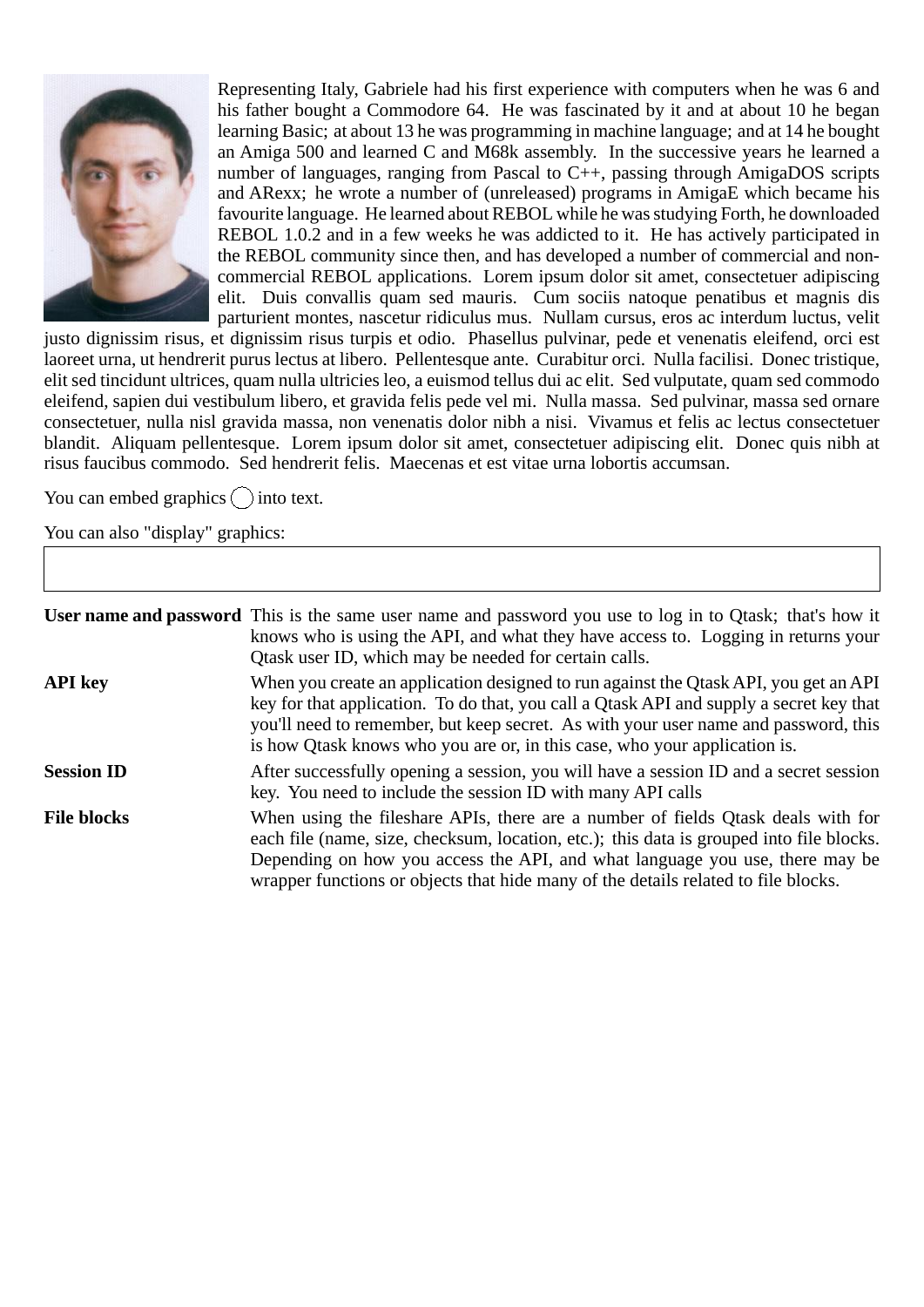Representing Italy, Gabriele had his first experience with computers when he was 6 and his father bought a Commodore 64. He was fascinated by it and at about 10 he began learning Basic; at about 13 he was programming in machine language; and at 14 he bought an Amiga 500 and learned C and M68k assembly. In the successive years he learned a number of languages, ranging from Pascal to C++, passing through AmigaDOS scripts and ARexx; he wrote a number of (unreleased) programs in AmigaE which became his favourite language. He learned about REBOL while he was studying Forth, he downloaded REBOL 1.0.2 and in a few weeks he was addicted to it. He has actively participated in the REBOL community since then, and has developed a number of commercial and non-commercial REBOL applications. Lorem ipsum dolor sit amet, consectetuer adipiscing elit. Duis convallis quam sed mauris. Cum sociis natoque penatibus et magnis dis parturient montes, nascetur ridiculus mus. Nullam cursus, eros ac interdum luctus, velit justo dignissim risus, et dignissim risus turpis et odio. Phasellus pulvinar, pede et venenatis eleifend, orci est laoreet urna, ut hendrerit purus lectus at libero. Pellentesque ante. Curabitur orci. Nulla facilisi. Donec tristique, elit sed tincidunt ultrices, quam nulla ultricies leo, a euismod tellus dui ac elit. Sed vulputate, quam sed commodo eleifend, sapien dui vestibulum libero, et gravida felis pede vel mi. Nulla massa. Sed pulvinar, massa sed ornare consectetuer, nulla nisl gravida massa, non venenatis dolor nibh a nisi. Vivamus et felis ac lectus consectetuer blandit. Aliquam pellentesque. Lorem ipsum dolor sit amet, consectetuer adipiscing elit. Donec quis nibh at risus faucibus commodo. Sed hendrerit felis. Maecenas et est vitae urna lobortis accumsan.

You can embed graphics into text.

You can also "display" graphics:

**User name and password** This is the same user name and password you use to log in to Qtask; that's how it knows who is using the API, and what they have access to. Logging in returns your Qtask user ID, which may be needed for certain calls.

**API key** When you create an application designed to run against the Qtask API, you get an API key for that application. To do that, you call a Qtask API and supply a secret key that you'll need to remember, but keep secret. As with your user name and password, this is how Qtask knows who you are or, in this case, who your application is.

**Session ID** After successfully opening a session, you will have a session ID and a secret session key. You need to include the session ID with many API calls

**File blocks** When using the fileshare APIs, there are a number of fields Qtask deals with for each file (name, size, checksum, location, etc.); this data is grouped into file blocks. Depending on how you access the API, and what language you use, there may be wrapper functions or objects that hide many of the details related to file blocks.